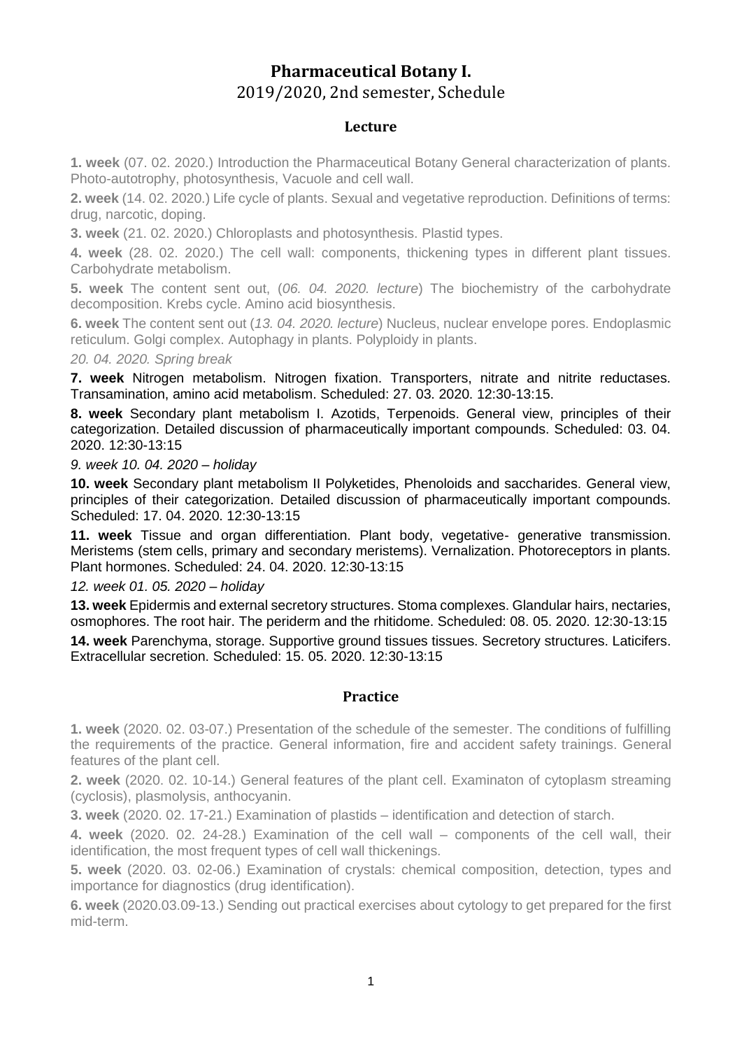# Pharmaceutical Botany I.

2019/2020, 2nd semester, Schedule

## Lecture

**1. week** (07. 02. 2020.) Introduction the Pharmaceutical Botany General characterization of plants. Photo-autotrophy, photosynthesis, Vacuole and cell wall.

**2. week** (14. 02. 2020.) Life cycle of plants. Sexual and vegetative reproduction. Definitions of terms: drug, narcotic, doping.

**3. week** (21. 02. 2020.) Chloroplasts and photosynthesis. Plastid types.

**4. week** (28. 02. 2020.) The cell wall: components, thickening types in different plant tissues. Carbohydrate metabolism.

**5. week** The content sent out, (*06. 04. 2020. lecture*) The biochemistry of the carbohydrate decomposition. Krebs cycle. Amino acid biosynthesis.

**6. week** The content sent out (*13. 04. 2020. lecture*) Nucleus, nuclear envelope pores. Endoplasmic reticulum. Golgi complex. Autophagy in plants. Polyploidy in plants.

*20. 04. 2020. Spring break*

**7. week** Nitrogen metabolism. Nitrogen fixation. Transporters, nitrate and nitrite reductases. Transamination, amino acid metabolism. Scheduled: 27. 03. 2020. 12:30-13:15.

**8. week** Secondary plant metabolism I. Azotids, Terpenoids. General view, principles of their categorization. Detailed discussion of pharmaceutically important compounds. Scheduled: 03. 04. 2020. 12:30-13:15

*9. week 10. 04. 2020 – holiday*

**10. week** Secondary plant metabolism II Polyketides, Phenoloids and saccharides. General view, principles of their categorization. Detailed discussion of pharmaceutically important compounds. Scheduled: 17. 04. 2020. 12:30-13:15

**11. week** Tissue and organ differentiation. Plant body, vegetative- generative transmission. Meristems (stem cells, primary and secondary meristems). Vernalization. Photoreceptors in plants. Plant hormones. Scheduled: 24. 04. 2020. 12:30-13:15

*12. week 01. 05. 2020 – holiday*

**13. week** Epidermis and external secretory structures. Stoma complexes. Glandular hairs, nectaries, osmophores. The root hair. The periderm and the rhitidome. Scheduled: 08. 05. 2020. 12:30-13:15

**14. week** Parenchyma, storage. Supportive ground tissues tissues. Secretory structures. Laticifers. Extracellular secretion. Scheduled: 15. 05. 2020. 12:30-13:15

## Practice

**1. week** (2020. 02. 03-07.) Presentation of the schedule of the semester. The conditions of fulfilling the requirements of the practice. General information, fire and accident safety trainings. General features of the plant cell.

**2. week** (2020. 02. 10-14.) General features of the plant cell. Examinaton of cytoplasm streaming (cyclosis), plasmolysis, anthocyanin.

**3. week** (2020. 02. 17-21.) Examination of plastids – identification and detection of starch.

**4. week** (2020. 02. 24-28.) Examination of the cell wall – components of the cell wall, their identification, the most frequent types of cell wall thickenings.

**5. week** (2020. 03. 02-06.) Examination of crystals: chemical composition, detection, types and importance for diagnostics (drug identification).

**6. week** (2020.03.09-13.) Sending out practical exercises about cytology to get prepared for the first mid-term.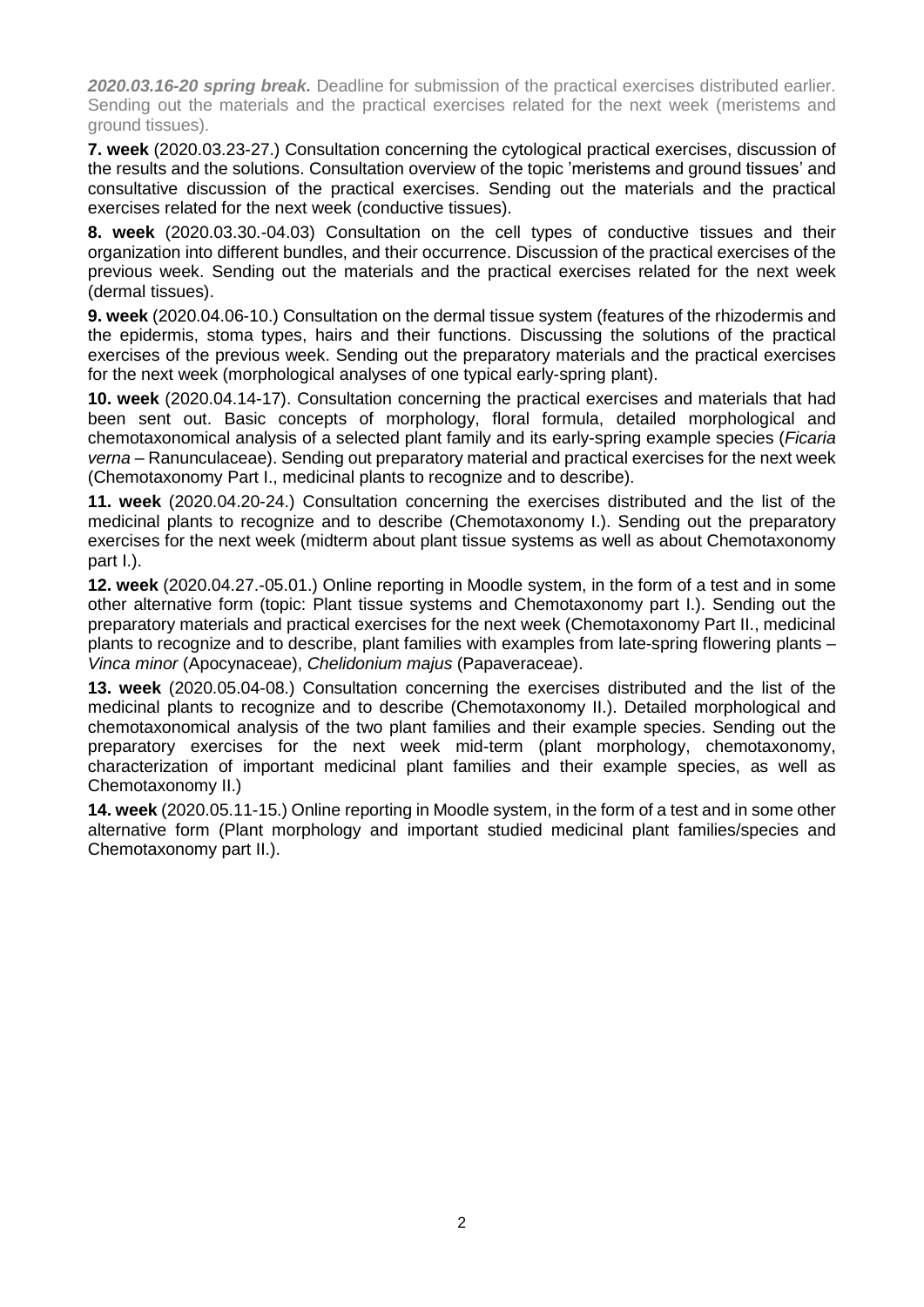***2020.03.16-20 spring break.*** Deadline for submission of the practical exercises distributed earlier. Sending out the materials and the practical exercises related for the next week (meristems and ground tissues).

**7. week** (2020.03.23-27.) Consultation concerning the cytological practical exercises, discussion of the results and the solutions. Consultation overview of the topic 'meristems and ground tissues' and consultative discussion of the practical exercises. Sending out the materials and the practical exercises related for the next week (conductive tissues).

**8. week** (2020.03.30.-04.03) Consultation on the cell types of conductive tissues and their organization into different bundles, and their occurrence. Discussion of the practical exercises of the previous week. Sending out the materials and the practical exercises related for the next week (dermal tissues).

**9. week** (2020.04.06-10.) Consultation on the dermal tissue system (features of the rhizodermis and the epidermis, stoma types, hairs and their functions. Discussing the solutions of the practical exercises of the previous week. Sending out the preparatory materials and the practical exercises for the next week (morphological analyses of one typical early-spring plant).

**10. week** (2020.04.14-17). Consultation concerning the practical exercises and materials that had been sent out. Basic concepts of morphology, floral formula, detailed morphological and chemotaxonomical analysis of a selected plant family and its early-spring example species (*Ficaria verna* – Ranunculaceae). Sending out preparatory material and practical exercises for the next week (Chemotaxonomy Part I., medicinal plants to recognize and to describe).

**11. week** (2020.04.20-24.) Consultation concerning the exercises distributed and the list of the medicinal plants to recognize and to describe (Chemotaxonomy I.). Sending out the preparatory exercises for the next week (midterm about plant tissue systems as well as about Chemotaxonomy part I.).

**12. week** (2020.04.27.-05.01.) Online reporting in Moodle system, in the form of a test and in some other alternative form (topic: Plant tissue systems and Chemotaxonomy part I.). Sending out the preparatory materials and practical exercises for the next week (Chemotaxonomy Part II., medicinal plants to recognize and to describe, plant families with examples from late-spring flowering plants – *Vinca minor* (Apocynaceae), *Chelidonium majus* (Papaveraceae).

**13. week** (2020.05.04-08.) Consultation concerning the exercises distributed and the list of the medicinal plants to recognize and to describe (Chemotaxonomy II.). Detailed morphological and chemotaxonomical analysis of the two plant families and their example species. Sending out the preparatory exercises for the next week mid-term (plant morphology, chemotaxonomy, characterization of important medicinal plant families and their example species, as well as Chemotaxonomy II.)

**14. week** (2020.05.11-15.) Online reporting in Moodle system, in the form of a test and in some other alternative form (Plant morphology and important studied medicinal plant families/species and Chemotaxonomy part II.).